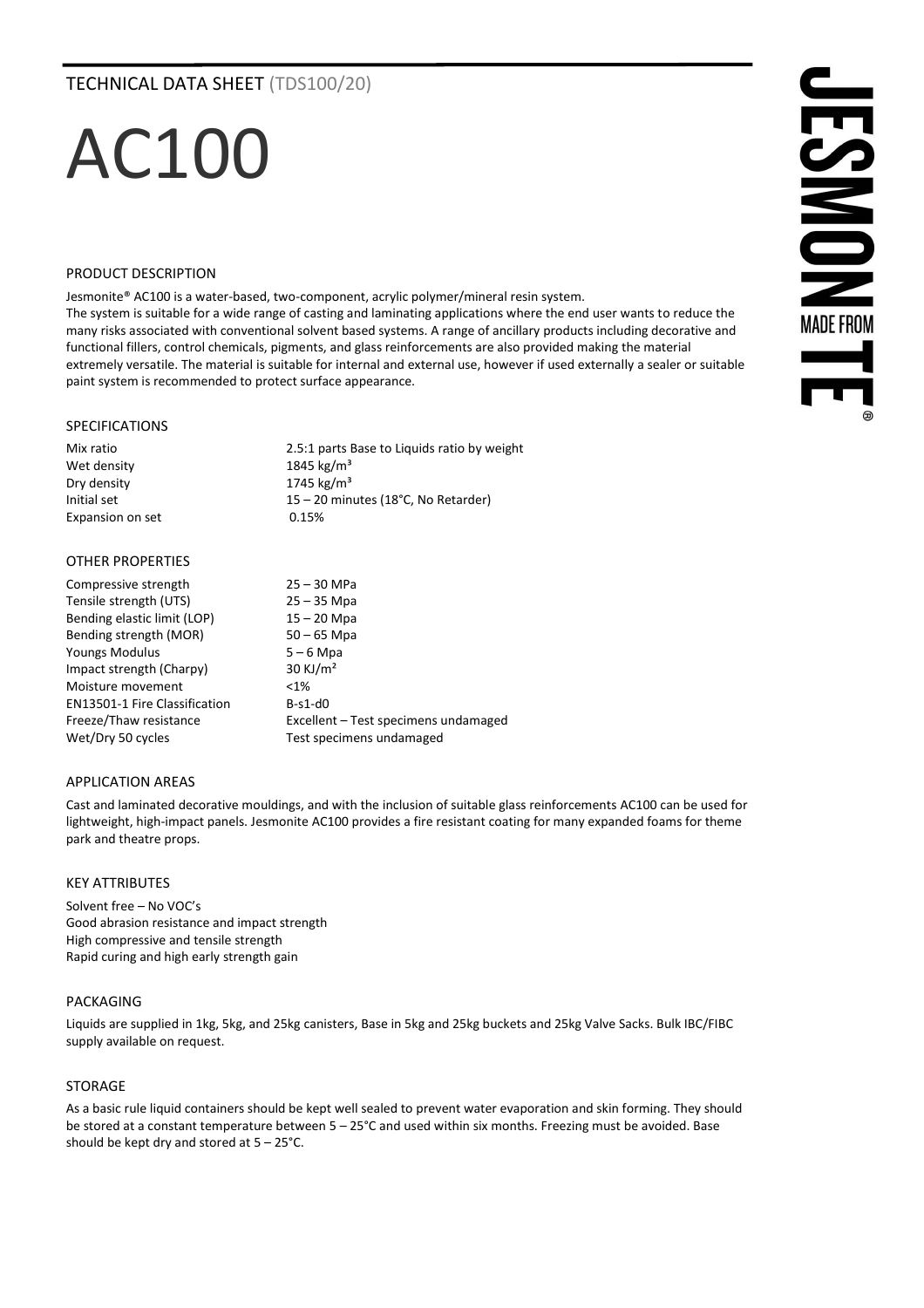TECHNICAL DATA SHEET (TDS100/20)

# AC100

## PRODUCT DESCRIPTION

Jesmonite® AC100 is a water-based, two-component, acrylic polymer/mineral resin system.
The system is suitable for a wide range of casting and laminating applications where the end user wants to reduce the many risks associated with conventional solvent based systems. A range of ancillary products including decorative and functional fillers, control chemicals, pigments, and glass reinforcements are also provided making the material extremely versatile. The material is suitable for internal and external use, however if used externally a sealer or suitable paint system is recommended to protect surface appearance.

## SPECIFICATIONS

| | |
|---|---|
| Mix ratio | 2.5:1 parts Base to Liquids ratio by weight |
| Wet density | 1845 kg/m³ |
| Dry density | 1745 kg/m³ |
| Initial set | 15 – 20 minutes (18°C, No Retarder) |
| Expansion on set | 0.15% |

## OTHER PROPERTIES

| | |
|---|---|
| Compressive strength | 25 – 30 MPa |
| Tensile strength (UTS) | 25 – 35 Mpa |
| Bending elastic limit (LOP) | 15 – 20 Mpa |
| Bending strength (MOR) | 50 – 65 Mpa |
| Youngs Modulus | 5 – 6 Mpa |
| Impact strength (Charpy) | 30 KJ/m² |
| Moisture movement | <1% |
| EN13501-1 Fire Classification | B-s1-d0 |
| Freeze/Thaw resistance | Excellent – Test specimens undamaged |
| Wet/Dry 50 cycles | Test specimens undamaged |

## APPLICATION AREAS

Cast and laminated decorative mouldings, and with the inclusion of suitable glass reinforcements AC100 can be used for lightweight, high-impact panels. Jesmonite AC100 provides a fire resistant coating for many expanded foams for theme park and theatre props.

## KEY ATTRIBUTES

Solvent free – No VOC's
Good abrasion resistance and impact strength
High compressive and tensile strength
Rapid curing and high early strength gain

## PACKAGING

Liquids are supplied in 1kg, 5kg, and 25kg canisters, Base in 5kg and 25kg buckets and 25kg Valve Sacks. Bulk IBC/FIBC supply available on request.

## STORAGE

As a basic rule liquid containers should be kept well sealed to prevent water evaporation and skin forming. They should be stored at a constant temperature between 5 – 25°C and used within six months. Freezing must be avoided. Base should be kept dry and stored at 5 – 25°C.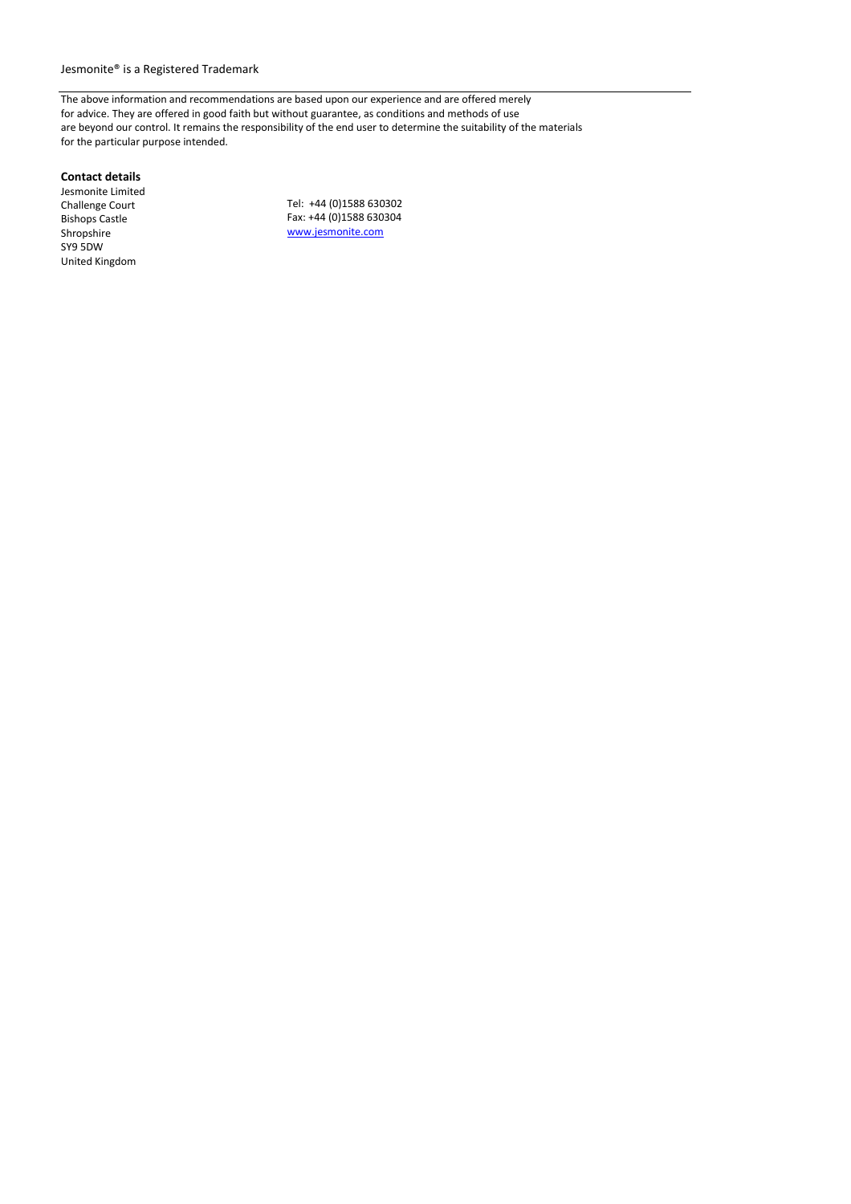Jesmonite® is a Registered Trademark

---

The above information and recommendations are based upon our experience and are offered merely for advice. They are offered in good faith but without guarantee, as conditions and methods of use are beyond our control. It remains the responsibility of the end user to determine the suitability of the materials for the particular purpose intended.

**Contact details**

Jesmonite Limited
Challenge Court
Bishops Castle
Shropshire
SY9 5DW
United Kingdom

Tel: +44 (0)1588 630302
Fax: +44 (0)1588 630304
[www.jesmonite.com](http://www.jesmonite.com)